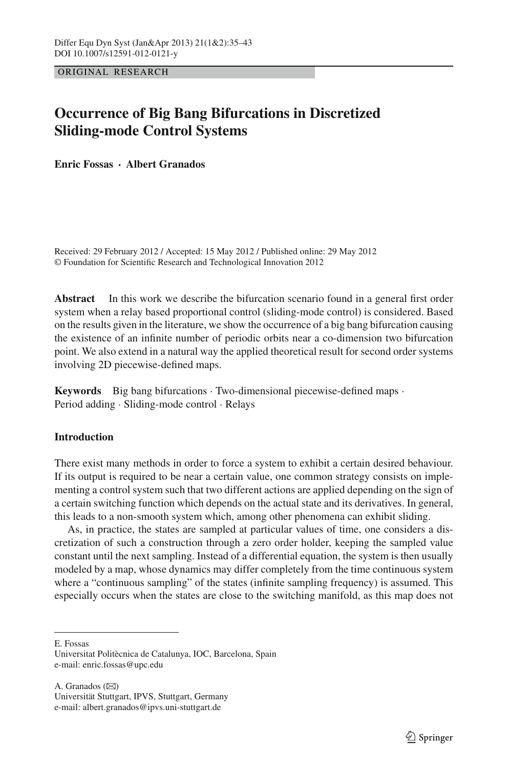ORIGINAL RESEARCH

# Occurrence of Big Bang Bifurcations in Discretized Sliding-mode Control Systems

**Enric Fossas · Albert Granados**

Received: 29 February 2012 / Accepted: 15 May 2012 / Published online: 29 May 2012
© Foundation for Scientific Research and Technological Innovation 2012

**Abstract** In this work we describe the bifurcation scenario found in a general first order system when a relay based proportional control (sliding-mode control) is considered. Based on the results given in the literature, we show the occurrence of a big bang bifurcation causing the existence of an infinite number of periodic orbits near a co-dimension two bifurcation point. We also extend in a natural way the applied theoretical result for second order systems involving 2D piecewise-defined maps.

**Keywords** Big bang bifurcations · Two-dimensional piecewise-defined maps · Period adding · Sliding-mode control · Relays

## Introduction

There exist many methods in order to force a system to exhibit a certain desired behaviour. If its output is required to be near a certain value, one common strategy consists on implementing a control system such that two different actions are applied depending on the sign of a certain switching function which depends on the actual state and its derivatives. In general, this leads to a non-smooth system which, among other phenomena can exhibit sliding.

As, in practice, the states are sampled at particular values of time, one considers a discretization of such a construction through a zero order holder, keeping the sampled value constant until the next sampling. Instead of a differential equation, the system is then usually modeled by a map, whose dynamics may differ completely from the time continuous system where a "continuous sampling" of the states (infinite sampling frequency) is assumed. This especially occurs when the states are close to the switching manifold, as this map does not

---

E. Fossas
Universitat Politècnica de Catalunya, IOC, Barcelona, Spain
e-mail: enric.fossas@upc.edu

A. Granados (✉)
Universität Stuttgart, IPVS, Stuttgart, Germany
e-mail: albert.granados@ipvs.uni-stuttgart.de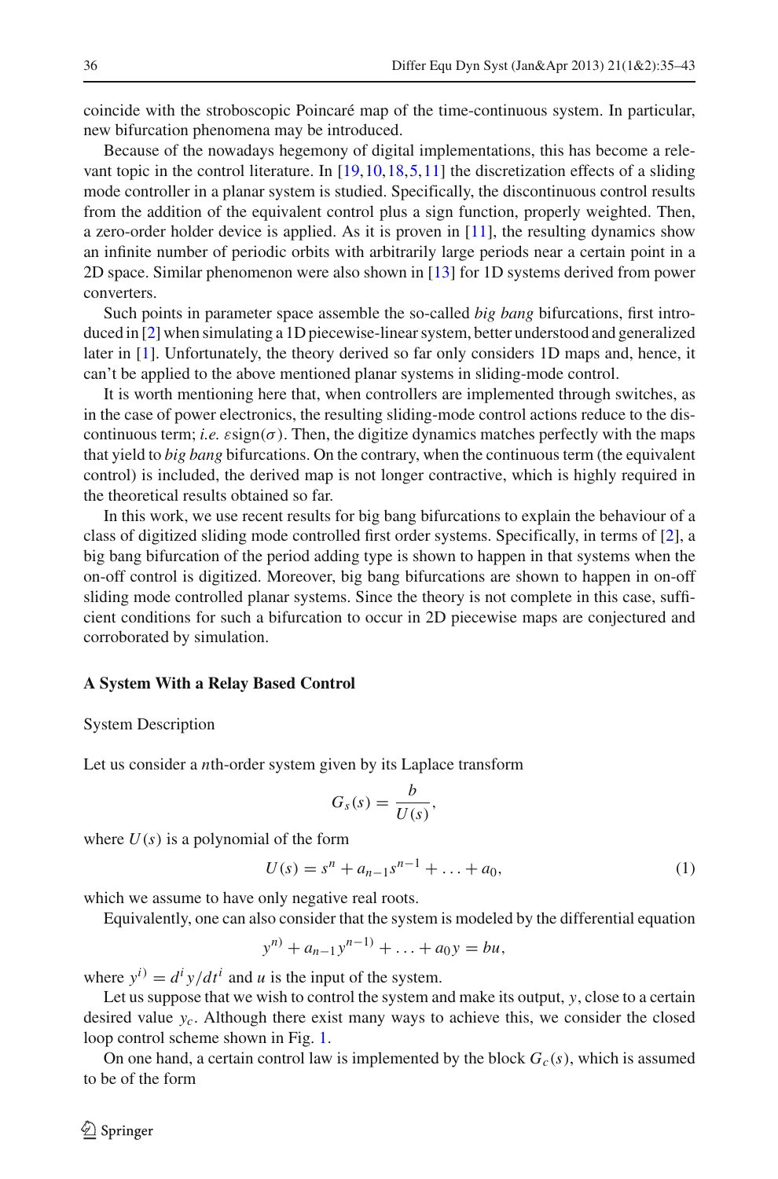coincide with the stroboscopic Poincaré map of the time-continuous system. In particular, new bifurcation phenomena may be introduced.

Because of the nowadays hegemony of digital implementations, this has become a relevant topic in the control literature. In [19,10,18,5,11] the discretization effects of a sliding mode controller in a planar system is studied. Specifically, the discontinuous control results from the addition of the equivalent control plus a sign function, properly weighted. Then, a zero-order holder device is applied. As it is proven in [11], the resulting dynamics show an infinite number of periodic orbits with arbitrarily large periods near a certain point in a 2D space. Similar phenomenon were also shown in [13] for 1D systems derived from power converters.

Such points in parameter space assemble the so-called *big bang* bifurcations, first introduced in [2] when simulating a 1D piecewise-linear system, better understood and generalized later in [1]. Unfortunately, the theory derived so far only considers 1D maps and, hence, it can't be applied to the above mentioned planar systems in sliding-mode control.

It is worth mentioning here that, when controllers are implemented through switches, as in the case of power electronics, the resulting sliding-mode control actions reduce to the discontinuous term; *i.e.* $\varepsilon \text{sign}(\sigma)$. Then, the digitize dynamics matches perfectly with the maps that yield to *big bang* bifurcations. On the contrary, when the continuous term (the equivalent control) is included, the derived map is not longer contractive, which is highly required in the theoretical results obtained so far.

In this work, we use recent results for big bang bifurcations to explain the behaviour of a class of digitized sliding mode controlled first order systems. Specifically, in terms of [2], a big bang bifurcation of the period adding type is shown to happen in that systems when the on-off control is digitized. Moreover, big bang bifurcations are shown to happen in on-off sliding mode controlled planar systems. Since the theory is not complete in this case, sufficient conditions for such a bifurcation to occur in 2D piecewise maps are conjectured and corroborated by simulation.

## A System With a Relay Based Control

### System Description

Let us consider a $n$th-order system given by its Laplace transform

$$G_s(s) = \frac{b}{U(s)},$$

where $U(s)$ is a polynomial of the form

$$U(s) = s^n + a_{n-1}s^{n-1} + \ldots + a_0, \tag{1}$$

which we assume to have only negative real roots.

Equivalently, one can also consider that the system is modeled by the differential equation

$$y^{n)} + a_{n-1}y^{n-1)} + \ldots + a_0 y = bu,$$

where $y^{i)} = d^i y/dt^i$ and $u$ is the input of the system.

Let us suppose that we wish to control the system and make its output, $y$, close to a certain desired value $y_c$. Although there exist many ways to achieve this, we consider the closed loop control scheme shown in Fig. 1.

On one hand, a certain control law is implemented by the block $G_c(s)$, which is assumed to be of the form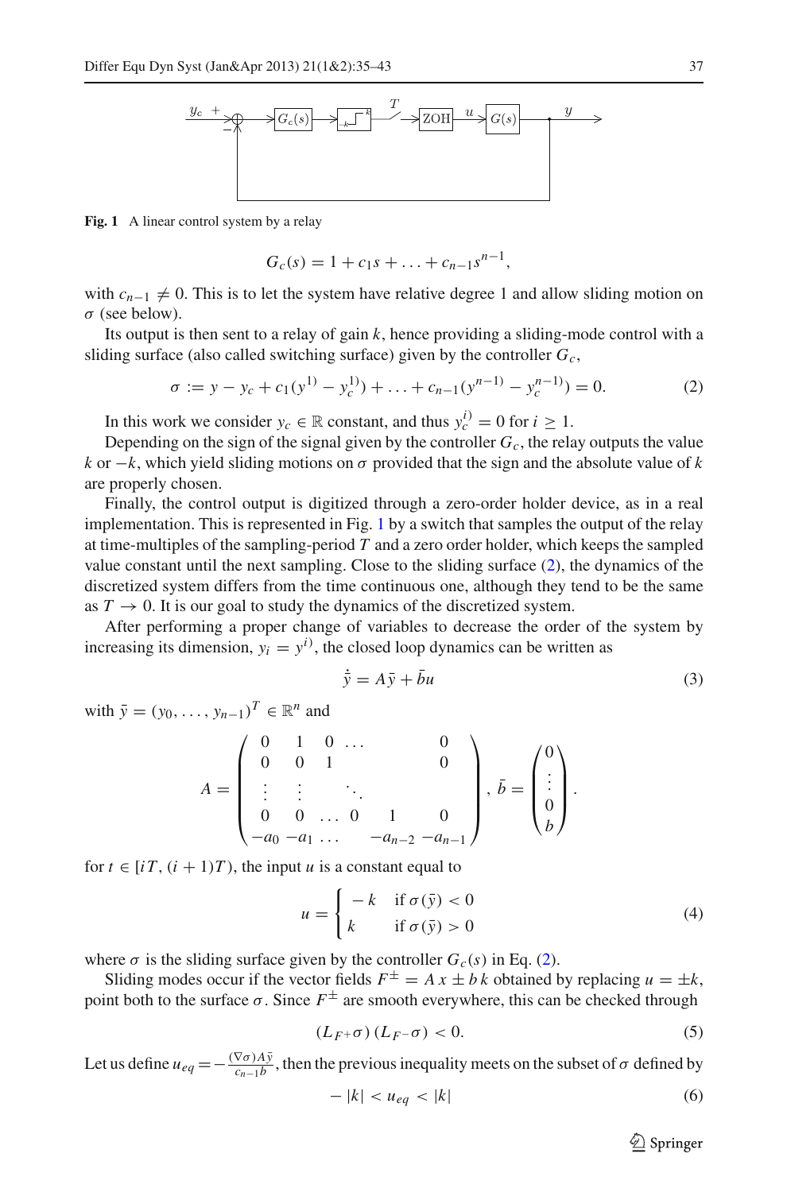**Fig. 1** A linear control system by a relay

$$G_c(s) = 1 + c_1 s + \ldots + c_{n-1} s^{n-1},$$

with $c_{n-1} \neq 0$. This is to let the system have relative degree 1 and allow sliding motion on $\sigma$ (see below).

Its output is then sent to a relay of gain $k$, hence providing a sliding-mode control with a sliding surface (also called switching surface) given by the controller $G_c$,

$$\sigma := y - y_c + c_1(y^{1)} - y_c^{1)}) + \ldots + c_{n-1}(y^{n-1)} - y_c^{n-1)}) = 0. \tag{2}$$

In this work we consider $y_c \in \mathbb{R}$ constant, and thus $y_c^{i)} = 0$ for $i \geq 1$.

Depending on the sign of the signal given by the controller $G_c$, the relay outputs the value $k$ or $-k$, which yield sliding motions on $\sigma$ provided that the sign and the absolute value of $k$ are properly chosen.

Finally, the control output is digitized through a zero-order holder device, as in a real implementation. This is represented in Fig. 1 by a switch that samples the output of the relay at time-multiples of the sampling-period $T$ and a zero order holder, which keeps the sampled value constant until the next sampling. Close to the sliding surface (2), the dynamics of the discretized system differs from the time continuous one, although they tend to be the same as $T \to 0$. It is our goal to study the dynamics of the discretized system.

After performing a proper change of variables to decrease the order of the system by increasing its dimension, $y_i = y^{i)}$, the closed loop dynamics can be written as

$$\dot{\bar{y}} = A\bar{y} + \bar{b}u \tag{3}$$

with $\bar{y} = (y_0, \ldots, y_{n-1})^T \in \mathbb{R}^n$ and

$$A = \begin{pmatrix} 0 & 1 & 0 & \ldots & & 0 \\ 0 & 0 & 1 & & & 0 \\ \vdots & \vdots & & \ddots & & \\ 0 & 0 & \ldots & 0 & 1 & 0 \\ -a_0 & -a_1 & \ldots & & -a_{n-2} & -a_{n-1} \end{pmatrix}, \; \bar{b} = \begin{pmatrix} 0 \\ \vdots \\ 0 \\ b \end{pmatrix}.$$

for $t \in [iT, (i+1)T)$, the input $u$ is a constant equal to

$$u = \begin{cases} -k & \text{if } \sigma(\bar{y}) < 0 \\ k & \text{if } \sigma(\bar{y}) > 0 \end{cases} \tag{4}$$

where $\sigma$ is the sliding surface given by the controller $G_c(s)$ in Eq. (2).

Sliding modes occur if the vector fields $F^{\pm} = A\,x \pm b\,k$ obtained by replacing $u = \pm k$, point both to the surface $\sigma$. Since $F^{\pm}$ are smooth everywhere, this can be checked through

$$(L_{F^+}\sigma)\,(L_{F^-}\sigma) < 0. \tag{5}$$

Let us define $u_{eq} = -\frac{(\nabla\sigma)A\bar{y}}{c_{n-1}b}$, then the previous inequality meets on the subset of $\sigma$ defined by

$$-|k| < u_{eq} < |k| \tag{6}$$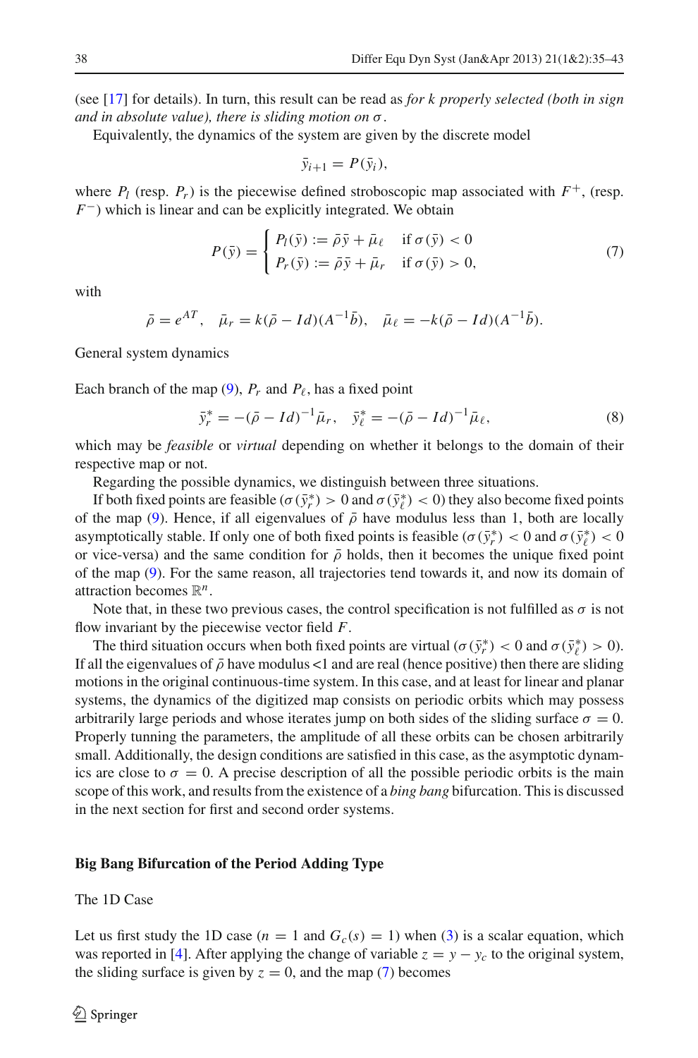(see [17] for details). In turn, this result can be read as *for k properly selected (both in sign and in absolute value), there is sliding motion on* $\sigma$.

Equivalently, the dynamics of the system are given by the discrete model

$$\bar{y}_{i+1} = P(\bar{y}_i),$$

where $P_l$ (resp. $P_r$) is the piecewise defined stroboscopic map associated with $F^+$, (resp. $F^-$) which is linear and can be explicitly integrated. We obtain

$$P(\bar{y}) = \begin{cases} P_l(\bar{y}) := \bar{\rho}\bar{y} + \bar{\mu}_\ell & \text{if } \sigma(\bar{y}) < 0 \\ P_r(\bar{y}) := \bar{\rho}\bar{y} + \bar{\mu}_r & \text{if } \sigma(\bar{y}) > 0, \end{cases} \tag{7}$$

with

$$\bar{\rho} = e^{AT}, \quad \bar{\mu}_r = k(\bar{\rho} - Id)(A^{-1}\bar{b}), \quad \bar{\mu}_\ell = -k(\bar{\rho} - Id)(A^{-1}\bar{b}).$$

General system dynamics

Each branch of the map (9), $P_r$ and $P_\ell$, has a fixed point

$$\bar{y}_r^* = -(\bar{\rho} - Id)^{-1}\bar{\mu}_r, \quad \bar{y}_\ell^* = -(\bar{\rho} - Id)^{-1}\bar{\mu}_\ell, \tag{8}$$

which may be *feasible* or *virtual* depending on whether it belongs to the domain of their respective map or not.

Regarding the possible dynamics, we distinguish between three situations.

If both fixed points are feasible ($\sigma(\bar{y}_r^*) > 0$ and $\sigma(\bar{y}_\ell^*) < 0$) they also become fixed points of the map (9). Hence, if all eigenvalues of $\bar{\rho}$ have modulus less than 1, both are locally asymptotically stable. If only one of both fixed points is feasible ($\sigma(\bar{y}_r^*) < 0$ and $\sigma(\bar{y}_\ell^*) < 0$ or vice-versa) and the same condition for $\bar{\rho}$ holds, then it becomes the unique fixed point of the map (9). For the same reason, all trajectories tend towards it, and now its domain of attraction becomes $\mathbb{R}^n$.

Note that, in these two previous cases, the control specification is not fulfilled as $\sigma$ is not flow invariant by the piecewise vector field $F$.

The third situation occurs when both fixed points are virtual ($\sigma(\bar{y}_r^*) < 0$ and $\sigma(\bar{y}_\ell^*) > 0$). If all the eigenvalues of $\bar{\rho}$ have modulus <1 and are real (hence positive) then there are sliding motions in the original continuous-time system. In this case, and at least for linear and planar systems, the dynamics of the digitized map consists on periodic orbits which may possess arbitrarily large periods and whose iterates jump on both sides of the sliding surface $\sigma = 0$. Properly tunning the parameters, the amplitude of all these orbits can be chosen arbitrarily small. Additionally, the design conditions are satisfied in this case, as the asymptotic dynamics are close to $\sigma = 0$. A precise description of all the possible periodic orbits is the main scope of this work, and results from the existence of a *bing bang* bifurcation. This is discussed in the next section for first and second order systems.

## Big Bang Bifurcation of the Period Adding Type

### The 1D Case

Let us first study the 1D case ($n = 1$ and $G_c(s) = 1$) when (3) is a scalar equation, which was reported in [4]. After applying the change of variable $z = y - y_c$ to the original system, the sliding surface is given by $z = 0$, and the map (7) becomes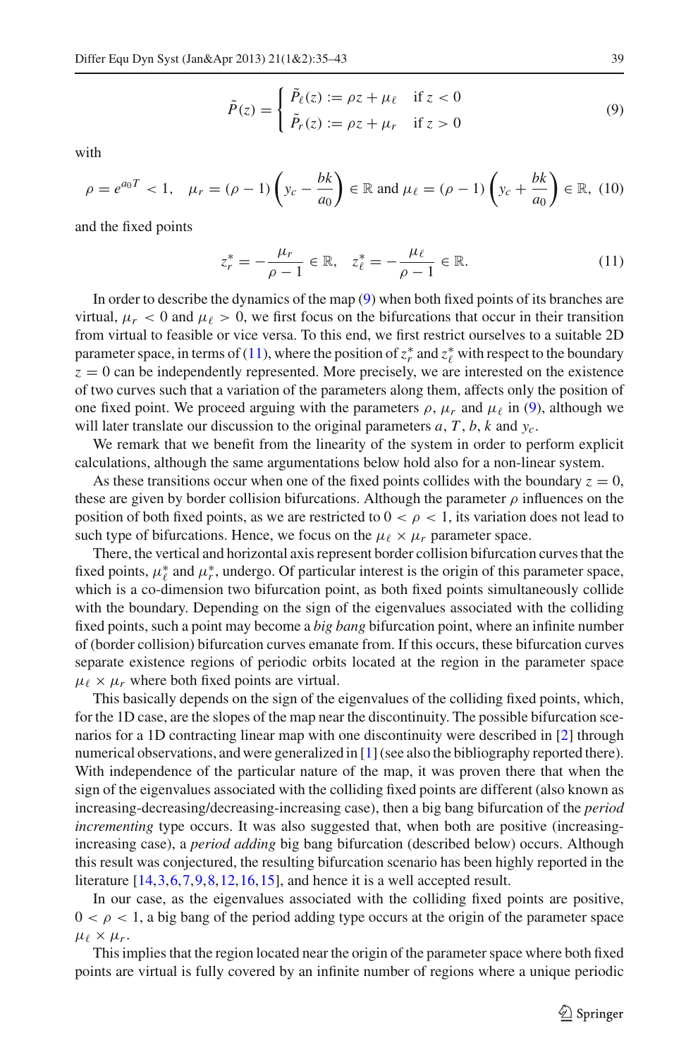$$
\tilde{P}(z) = \begin{cases} \tilde{P}_\ell(z) := \rho z + \mu_\ell & \text{if } z < 0 \\ \tilde{P}_r(z) := \rho z + \mu_r & \text{if } z > 0 \end{cases} \tag{9}
$$

with

$$
\rho = e^{a_0 T} < 1, \quad \mu_r = (\rho - 1)\left(y_c - \frac{bk}{a_0}\right) \in \mathbb{R} \text{ and } \mu_\ell = (\rho - 1)\left(y_c + \frac{bk}{a_0}\right) \in \mathbb{R}, \tag{10}
$$

and the fixed points

$$
z_r^* = -\frac{\mu_r}{\rho - 1} \in \mathbb{R}, \quad z_\ell^* = -\frac{\mu_\ell}{\rho - 1} \in \mathbb{R}. \tag{11}
$$

In order to describe the dynamics of the map (9) when both fixed points of its branches are virtual, $\mu_r < 0$ and $\mu_\ell > 0$, we first focus on the bifurcations that occur in their transition from virtual to feasible or vice versa. To this end, we first restrict ourselves to a suitable 2D parameter space, in terms of (11), where the position of $z_r^*$ and $z_\ell^*$ with respect to the boundary $z = 0$ can be independently represented. More precisely, we are interested on the existence of two curves such that a variation of the parameters along them, affects only the position of one fixed point. We proceed arguing with the parameters $\rho$, $\mu_r$ and $\mu_\ell$ in (9), although we will later translate our discussion to the original parameters $a$, $T$, $b$, $k$ and $y_c$.

We remark that we benefit from the linearity of the system in order to perform explicit calculations, although the same argumentations below hold also for a non-linear system.

As these transitions occur when one of the fixed points collides with the boundary $z = 0$, these are given by border collision bifurcations. Although the parameter $\rho$ influences on the position of both fixed points, as we are restricted to $0 < \rho < 1$, its variation does not lead to such type of bifurcations. Hence, we focus on the $\mu_\ell \times \mu_r$ parameter space.

There, the vertical and horizontal axis represent border collision bifurcation curves that the fixed points, $\mu_\ell^*$ and $\mu_r^*$, undergo. Of particular interest is the origin of this parameter space, which is a co-dimension two bifurcation point, as both fixed points simultaneously collide with the boundary. Depending on the sign of the eigenvalues associated with the colliding fixed points, such a point may become a *big bang* bifurcation point, where an infinite number of (border collision) bifurcation curves emanate from. If this occurs, these bifurcation curves separate existence regions of periodic orbits located at the region in the parameter space $\mu_\ell \times \mu_r$ where both fixed points are virtual.

This basically depends on the sign of the eigenvalues of the colliding fixed points, which, for the 1D case, are the slopes of the map near the discontinuity. The possible bifurcation scenarios for a 1D contracting linear map with one discontinuity were described in [2] through numerical observations, and were generalized in [1] (see also the bibliography reported there). With independence of the particular nature of the map, it was proven there that when the sign of the eigenvalues associated with the colliding fixed points are different (also known as increasing-decreasing/decreasing-increasing case), then a big bang bifurcation of the *period incrementing* type occurs. It was also suggested that, when both are positive (increasing-increasing case), a *period adding* big bang bifurcation (described below) occurs. Although this result was conjectured, the resulting bifurcation scenario has been highly reported in the literature [14,3,6,7,9,8,12,16,15], and hence it is a well accepted result.

In our case, as the eigenvalues associated with the colliding fixed points are positive, $0 < \rho < 1$, a big bang of the period adding type occurs at the origin of the parameter space $\mu_\ell \times \mu_r$.

This implies that the region located near the origin of the parameter space where both fixed points are virtual is fully covered by an infinite number of regions where a unique periodic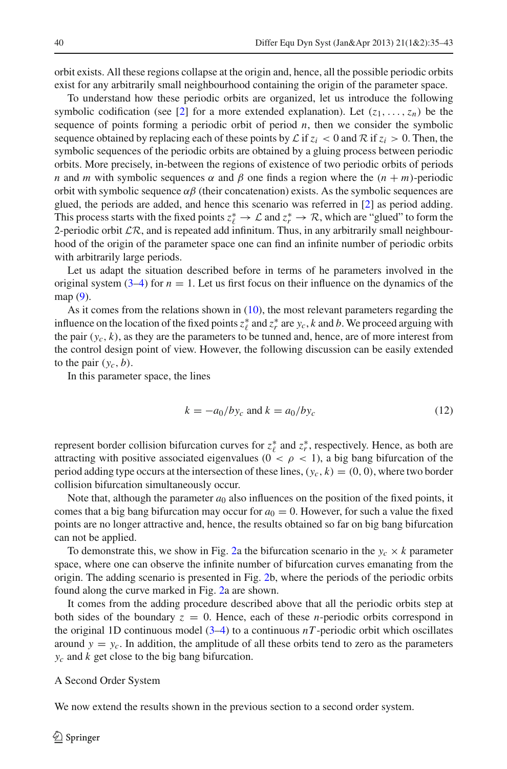orbit exists. All these regions collapse at the origin and, hence, all the possible periodic orbits exist for any arbitrarily small neighbourhood containing the origin of the parameter space.

To understand how these periodic orbits are organized, let us introduce the following symbolic codification (see [2] for a more extended explanation). Let $(z_1, \ldots, z_n)$ be the sequence of points forming a periodic orbit of period $n$, then we consider the symbolic sequence obtained by replacing each of these points by $\mathcal{L}$ if $z_i < 0$ and $\mathcal{R}$ if $z_i > 0$. Then, the symbolic sequences of the periodic orbits are obtained by a gluing process between periodic orbits. More precisely, in-between the regions of existence of two periodic orbits of periods $n$ and $m$ with symbolic sequences $\alpha$ and $\beta$ one finds a region where the $(n+m)$-periodic orbit with symbolic sequence $\alpha\beta$ (their concatenation) exists. As the symbolic sequences are glued, the periods are added, and hence this scenario was referred in [2] as period adding. This process starts with the fixed points $z_\ell^* \to \mathcal{L}$ and $z_r^* \to \mathcal{R}$, which are "glued" to form the 2-periodic orbit $\mathcal{LR}$, and is repeated add infinitum. Thus, in any arbitrarily small neighbourhood of the origin of the parameter space one can find an infinite number of periodic orbits with arbitrarily large periods.

Let us adapt the situation described before in terms of he parameters involved in the original system (3–4) for $n = 1$. Let us first focus on their influence on the dynamics of the map (9).

As it comes from the relations shown in (10), the most relevant parameters regarding the influence on the location of the fixed points $z_\ell^*$ and $z_r^*$ are $y_c$, $k$ and $b$. We proceed arguing with the pair $(y_c, k)$, as they are the parameters to be tunned and, hence, are of more interest from the control design point of view. However, the following discussion can be easily extended to the pair $(y_c, b)$.

In this parameter space, the lines

$$k = -a_0/by_c \text{ and } k = a_0/by_c \tag{12}$$

represent border collision bifurcation curves for $z_\ell^*$ and $z_r^*$, respectively. Hence, as both are attracting with positive associated eigenvalues $(0 < \rho < 1)$, a big bang bifurcation of the period adding type occurs at the intersection of these lines, $(y_c, k) = (0, 0)$, where two border collision bifurcation simultaneously occur.

Note that, although the parameter $a_0$ also influences on the position of the fixed points, it comes that a big bang bifurcation may occur for $a_0 = 0$. However, for such a value the fixed points are no longer attractive and, hence, the results obtained so far on big bang bifurcation can not be applied.

To demonstrate this, we show in Fig. 2a the bifurcation scenario in the $y_c \times k$ parameter space, where one can observe the infinite number of bifurcation curves emanating from the origin. The adding scenario is presented in Fig. 2b, where the periods of the periodic orbits found along the curve marked in Fig. 2a are shown.

It comes from the adding procedure described above that all the periodic orbits step at both sides of the boundary $z = 0$. Hence, each of these $n$-periodic orbits correspond in the original 1D continuous model (3–4) to a continuous $nT$-periodic orbit which oscillates around $y = y_c$. In addition, the amplitude of all these orbits tend to zero as the parameters $y_c$ and $k$ get close to the big bang bifurcation.

## A Second Order System

We now extend the results shown in the previous section to a second order system.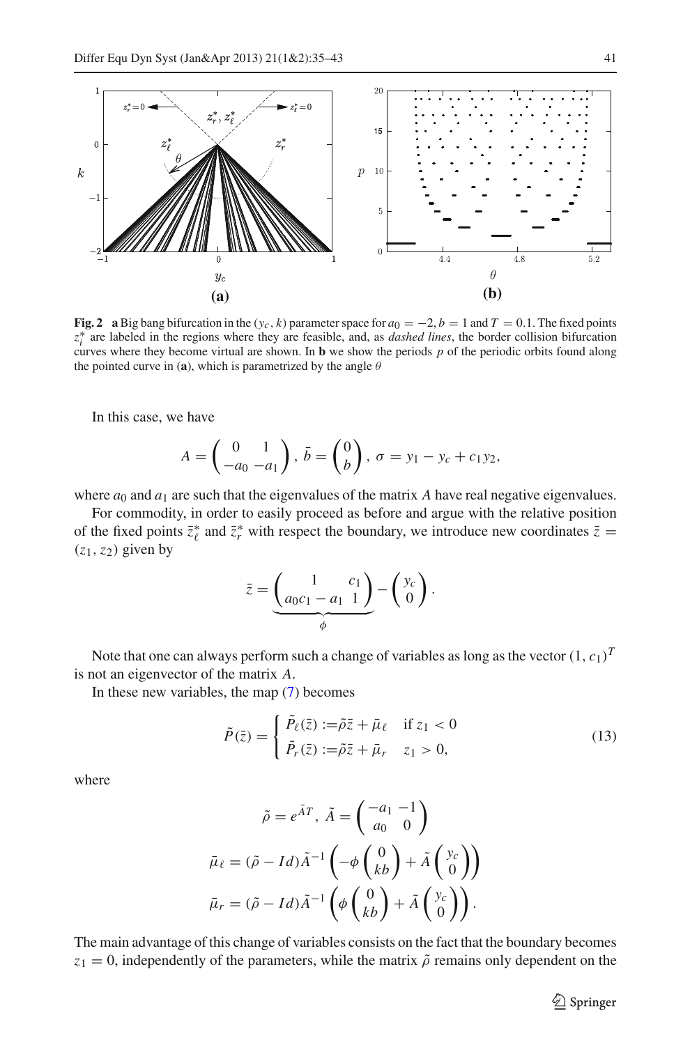**Fig. 2** **a** Big bang bifurcation in the $(y_c, k)$ parameter space for $a_0 = -2, b = 1$ and $T = 0.1$. The fixed points $z_i^*$ are labeled in the regions where they are feasible, and, as *dashed lines*, the border collision bifurcation curves where they become virtual are shown. In **b** we show the periods $p$ of the periodic orbits found along the pointed curve in (**a**), which is parametrized by the angle $\theta$

In this case, we have

$$A = \begin{pmatrix} 0 & 1 \\ -a_0 & -a_1 \end{pmatrix}, \; \bar{b} = \begin{pmatrix} 0 \\ b \end{pmatrix}, \; \sigma = y_1 - y_c + c_1 y_2,$$

where $a_0$ and $a_1$ are such that the eigenvalues of the matrix $A$ have real negative eigenvalues.

For commodity, in order to easily proceed as before and argue with the relative position of the fixed points $\bar{z}_\ell^*$ and $\bar{z}_r^*$ with respect the boundary, we introduce new coordinates $\bar{z} = (z_1, z_2)$ given by

$$\bar{z} = \underbrace{\begin{pmatrix} 1 & c_1 \\ a_0 c_1 - a_1 & 1 \end{pmatrix}}_{\phi} - \begin{pmatrix} y_c \\ 0 \end{pmatrix}.$$

Note that one can always perform such a change of variables as long as the vector $(1, c_1)^T$ is not an eigenvector of the matrix $A$.

In these new variables, the map (7) becomes

$$\tilde{P}(\bar{z}) = \begin{cases} \tilde{P}_\ell(\bar{z}) := \tilde{\rho}\bar{z} + \bar{\mu}_\ell & \text{if } z_1 < 0 \\ \tilde{P}_r(\bar{z}) := \tilde{\rho}\bar{z} + \bar{\mu}_r & z_1 > 0, \end{cases} \tag{13}$$

where

$$\tilde{\rho} = e^{\tilde{A}T}, \; \tilde{A} = \begin{pmatrix} -a_1 & -1 \\ a_0 & 0 \end{pmatrix}$$

$$\bar{\mu}_\ell = (\tilde{\rho} - Id)\tilde{A}^{-1}\left(-\phi\begin{pmatrix} 0 \\ kb \end{pmatrix} + \tilde{A}\begin{pmatrix} y_c \\ 0 \end{pmatrix}\right)$$

$$\bar{\mu}_r = (\tilde{\rho} - Id)\tilde{A}^{-1}\left(\phi\begin{pmatrix} 0 \\ kb \end{pmatrix} + \tilde{A}\begin{pmatrix} y_c \\ 0 \end{pmatrix}\right).$$

The main advantage of this change of variables consists on the fact that the boundary becomes $z_1 = 0$, independently of the parameters, while the matrix $\tilde{\rho}$ remains only dependent on the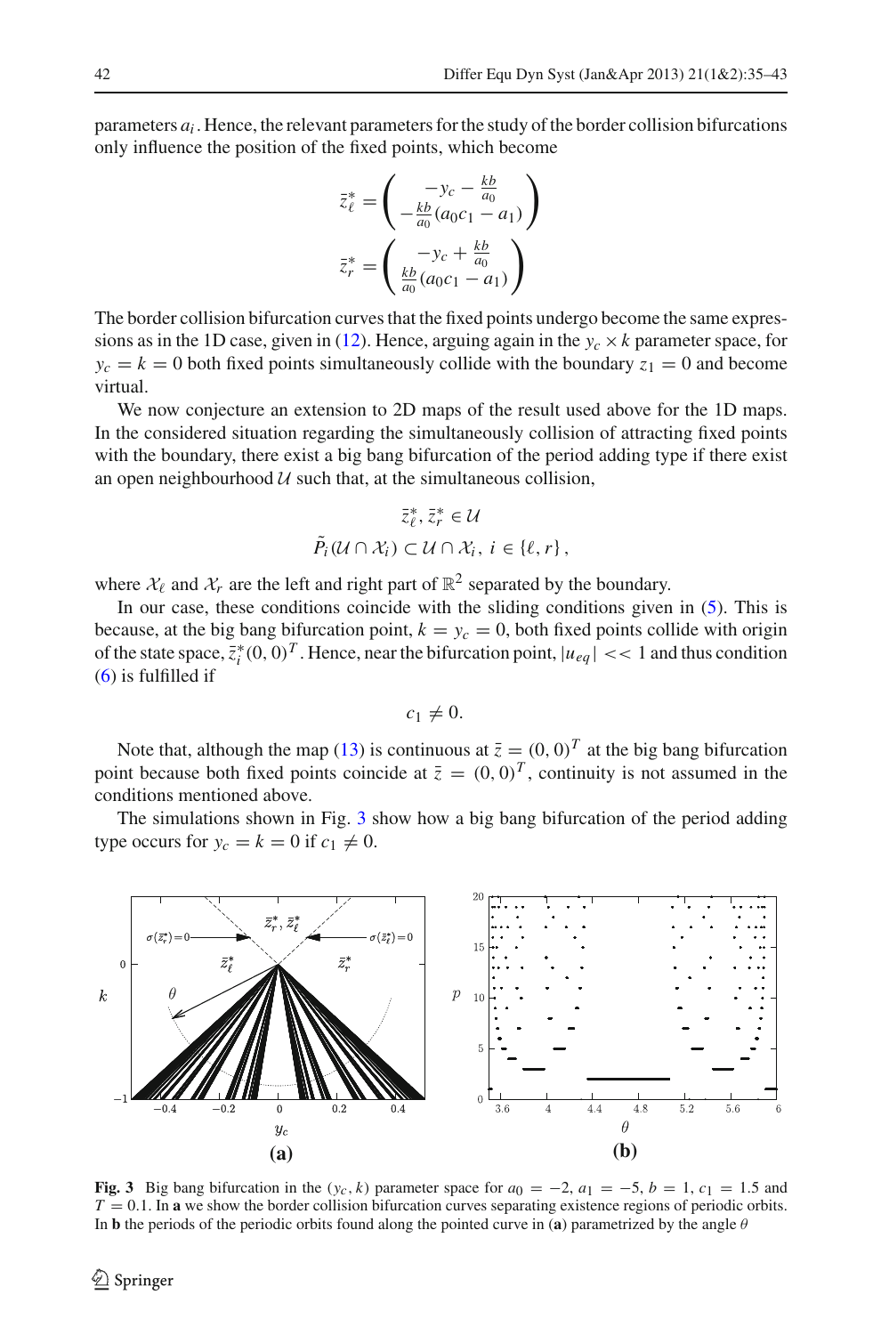parameters $a_i$. Hence, the relevant parameters for the study of the border collision bifurcations only influence the position of the fixed points, which become

$$\bar{z}_\ell^* = \begin{pmatrix} -y_c - \frac{kb}{a_0} \\ -\frac{kb}{a_0}(a_0 c_1 - a_1) \end{pmatrix}$$

$$\bar{z}_r^* = \begin{pmatrix} -y_c + \frac{kb}{a_0} \\ \frac{kb}{a_0}(a_0 c_1 - a_1) \end{pmatrix}$$

The border collision bifurcation curves that the fixed points undergo become the same expressions as in the 1D case, given in (12). Hence, arguing again in the $y_c \times k$ parameter space, for $y_c = k = 0$ both fixed points simultaneously collide with the boundary $z_1 = 0$ and become virtual.

We now conjecture an extension to 2D maps of the result used above for the 1D maps. In the considered situation regarding the simultaneously collision of attracting fixed points with the boundary, there exist a big bang bifurcation of the period adding type if there exist an open neighbourhood $\mathcal{U}$ such that, at the simultaneous collision,

$$\bar{z}_\ell^*, \bar{z}_r^* \in \mathcal{U}$$

$$\tilde{P}_i(\mathcal{U} \cap \mathcal{X}_i) \subset \mathcal{U} \cap \mathcal{X}_i,\ i \in \{\ell, r\},$$

where $\mathcal{X}_\ell$ and $\mathcal{X}_r$ are the left and right part of $\mathbb{R}^2$ separated by the boundary.

In our case, these conditions coincide with the sliding conditions given in (5). This is because, at the big bang bifurcation point, $k = y_c = 0$, both fixed points collide with origin of the state space, $\bar{z}_i^*(0, 0)^T$. Hence, near the bifurcation point, $|u_{eq}| << 1$ and thus condition (6) is fulfilled if

$$c_1 \neq 0.$$

Note that, although the map (13) is continuous at $\bar{z} = (0, 0)^T$ at the big bang bifurcation point because both fixed points coincide at $\bar{z} = (0, 0)^T$, continuity is not assumed in the conditions mentioned above.

The simulations shown in Fig. 3 show how a big bang bifurcation of the period adding type occurs for $y_c = k = 0$ if $c_1 \neq 0$.

**Fig. 3** Big bang bifurcation in the $(y_c, k)$ parameter space for $a_0 = -2$, $a_1 = -5$, $b = 1$, $c_1 = 1.5$ and $T = 0.1$. In **a** we show the border collision bifurcation curves separating existence regions of periodic orbits. In **b** the periods of the periodic orbits found along the pointed curve in (**a**) parametrized by the angle $\theta$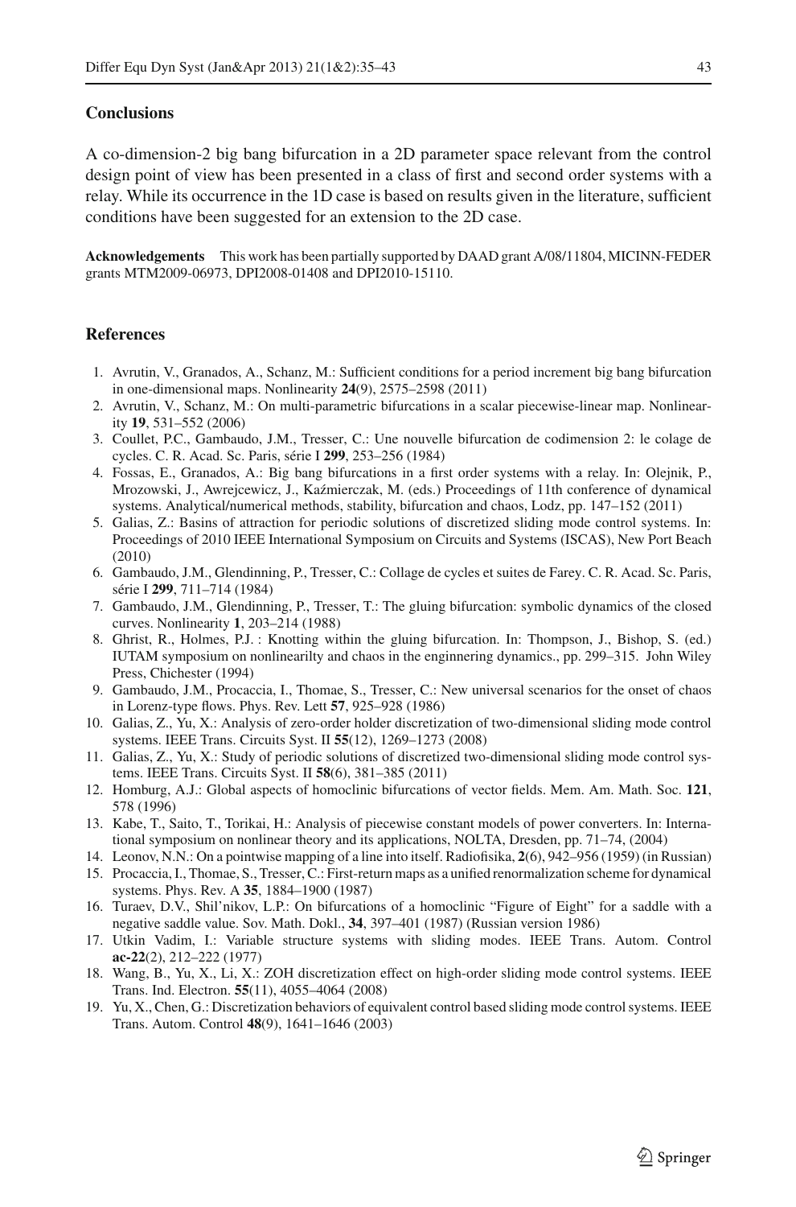## Conclusions

A co-dimension-2 big bang bifurcation in a 2D parameter space relevant from the control design point of view has been presented in a class of first and second order systems with a relay. While its occurrence in the 1D case is based on results given in the literature, sufficient conditions have been suggested for an extension to the 2D case.

**Acknowledgements** This work has been partially supported by DAAD grant A/08/11804, MICINN-FEDER grants MTM2009-06973, DPI2008-01408 and DPI2010-15110.

## References

1. Avrutin, V., Granados, A., Schanz, M.: Sufficient conditions for a period increment big bang bifurcation in one-dimensional maps. Nonlinearity **24**(9), 2575–2598 (2011)
2. Avrutin, V., Schanz, M.: On multi-parametric bifurcations in a scalar piecewise-linear map. Nonlinearity **19**, 531–552 (2006)
3. Coullet, P.C., Gambaudo, J.M., Tresser, C.: Une nouvelle bifurcation de codimension 2: le colage de cycles. C. R. Acad. Sc. Paris, série I **299**, 253–256 (1984)
4. Fossas, E., Granados, A.: Big bang bifurcations in a first order systems with a relay. In: Olejnik, P., Mrozowski, J., Awrejcewicz, J., Kaźmierczak, M. (eds.) Proceedings of 11th conference of dynamical systems. Analytical/numerical methods, stability, bifurcation and chaos, Lodz, pp. 147–152 (2011)
5. Galias, Z.: Basins of attraction for periodic solutions of discretized sliding mode control systems. In: Proceedings of 2010 IEEE International Symposium on Circuits and Systems (ISCAS), New Port Beach (2010)
6. Gambaudo, J.M., Glendinning, P., Tresser, C.: Collage de cycles et suites de Farey. C. R. Acad. Sc. Paris, série I **299**, 711–714 (1984)
7. Gambaudo, J.M., Glendinning, P., Tresser, T.: The gluing bifurcation: symbolic dynamics of the closed curves. Nonlinearity **1**, 203–214 (1988)
8. Ghrist, R., Holmes, P.J. : Knotting within the gluing bifurcation. In: Thompson, J., Bishop, S. (ed.) IUTAM symposium on nonlinearilty and chaos in the enginnering dynamics., pp. 299–315. John Wiley Press, Chichester (1994)
9. Gambaudo, J.M., Procaccia, I., Thomae, S., Tresser, C.: New universal scenarios for the onset of chaos in Lorenz-type flows. Phys. Rev. Lett **57**, 925–928 (1986)
10. Galias, Z., Yu, X.: Analysis of zero-order holder discretization of two-dimensional sliding mode control systems. IEEE Trans. Circuits Syst. II **55**(12), 1269–1273 (2008)
11. Galias, Z., Yu, X.: Study of periodic solutions of discretized two-dimensional sliding mode control systems. IEEE Trans. Circuits Syst. II **58**(6), 381–385 (2011)
12. Homburg, A.J.: Global aspects of homoclinic bifurcations of vector fields. Mem. Am. Math. Soc. **121**, 578 (1996)
13. Kabe, T., Saito, T., Torikai, H.: Analysis of piecewise constant models of power converters. In: International symposium on nonlinear theory and its applications, NOLTA, Dresden, pp. 71–74, (2004)
14. Leonov, N.N.: On a pointwise mapping of a line into itself. Radiofisika, **2**(6), 942–956 (1959) (in Russian)
15. Procaccia, I., Thomae, S., Tresser, C.: First-return maps as a unified renormalization scheme for dynamical systems. Phys. Rev. A **35**, 1884–1900 (1987)
16. Turaev, D.V., Shil'nikov, L.P.: On bifurcations of a homoclinic "Figure of Eight" for a saddle with a negative saddle value. Sov. Math. Dokl., **34**, 397–401 (1987) (Russian version 1986)
17. Utkin Vadim, I.: Variable structure systems with sliding modes. IEEE Trans. Autom. Control **ac-22**(2), 212–222 (1977)
18. Wang, B., Yu, X., Li, X.: ZOH discretization effect on high-order sliding mode control systems. IEEE Trans. Ind. Electron. **55**(11), 4055–4064 (2008)
19. Yu, X., Chen, G.: Discretization behaviors of equivalent control based sliding mode control systems. IEEE Trans. Autom. Control **48**(9), 1641–1646 (2003)